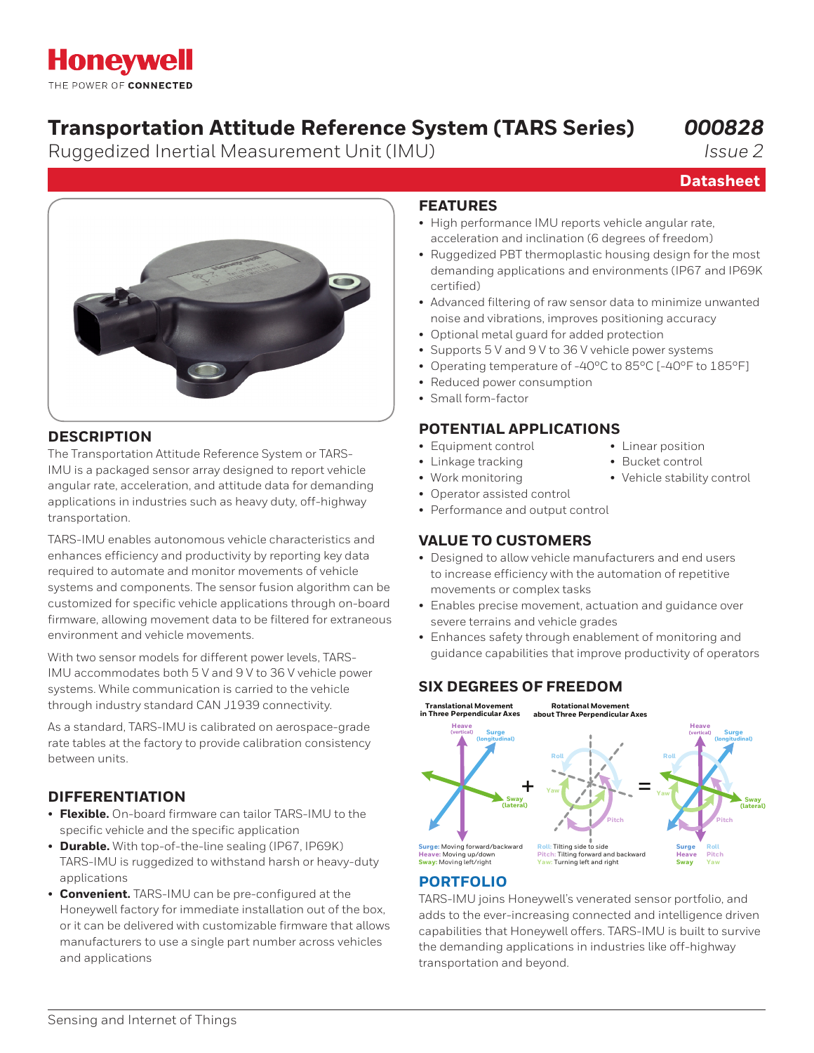Honeywell

THE POWER OF CONNECTED

# Transportation Attitude Reference System (TARS Series)

*000828*

Ruggedized Inertial Measurement Unit (IMU)

*Issue 2*

**Datasheet**

## DESCRIPTION

The Transportation Attitude Reference System or TARS-IMU is a packaged sensor array designed to report vehicle angular rate, acceleration, and attitude data for demanding applications in industries such as heavy duty, off-highway transportation.

TARS-IMU enables autonomous vehicle characteristics and enhances efficiency and productivity by reporting key data required to automate and monitor movements of vehicle systems and components. The sensor fusion algorithm can be customized for specific vehicle applications through on-board firmware, allowing movement data to be filtered for extraneous environment and vehicle movements.

With two sensor models for different power levels, TARS-IMU accommodates both 5 V and 9 V to 36 V vehicle power systems. While communication is carried to the vehicle through industry standard CAN J1939 connectivity.

As a standard, TARS-IMU is calibrated on aerospace-grade rate tables at the factory to provide calibration consistency between units.

## DIFFERENTIATION

- **Flexible.** On-board firmware can tailor TARS-IMU to the specific vehicle and the specific application
- **Durable.** With top-of-the-line sealing (IP67, IP69K) TARS-IMU is ruggedized to withstand harsh or heavy-duty applications
- **Convenient.** TARS-IMU can be pre-configured at the Honeywell factory for immediate installation out of the box, or it can be delivered with customizable firmware that allows manufacturers to use a single part number across vehicles and applications

## FEATURES

- High performance IMU reports vehicle angular rate, acceleration and inclination (6 degrees of freedom)
- Ruggedized PBT thermoplastic housing design for the most demanding applications and environments (IP67 and IP69K certified)
- Advanced filtering of raw sensor data to minimize unwanted noise and vibrations, improves positioning accuracy
- Optional metal guard for added protection
- Supports 5 V and 9 V to 36 V vehicle power systems
- Operating temperature of -40°C to 85°C [-40°F to 185°F]
- Reduced power consumption
- Small form-factor

## POTENTIAL APPLICATIONS

- Equipment control
- Linkage tracking
- Work monitoring
- Operator assisted control
- Performance and output control
- Linear position
- Bucket control
- Vehicle stability control

## VALUE TO CUSTOMERS

- Designed to allow vehicle manufacturers and end users to increase efficiency with the automation of repetitive movements or complex tasks
- Enables precise movement, actuation and guidance over severe terrains and vehicle grades
- Enhances safety through enablement of monitoring and guidance capabilities that improve productivity of operators

## SIX DEGREES OF FREEDOM

Translational Movement in Three Perpendicular Axes + Rotational Movement about Three Perpendicular Axes =

Heave (vertical), Surge (longitudinal), Sway (lateral), Roll, Yaw, Pitch

Surge: Moving forward/backward
Heave: Moving up/down
Sway: Moving left/right

Roll: Tilting side to side
Pitch: Tilting forward and backward
Yaw: Turning left and right

Surge, Heave, Sway, Roll, Pitch, Yaw

## PORTFOLIO

TARS-IMU joins Honeywell's venerated sensor portfolio, and adds to the ever-increasing connected and intelligence driven capabilities that Honeywell offers. TARS-IMU is built to survive the demanding applications in industries like off-highway transportation and beyond.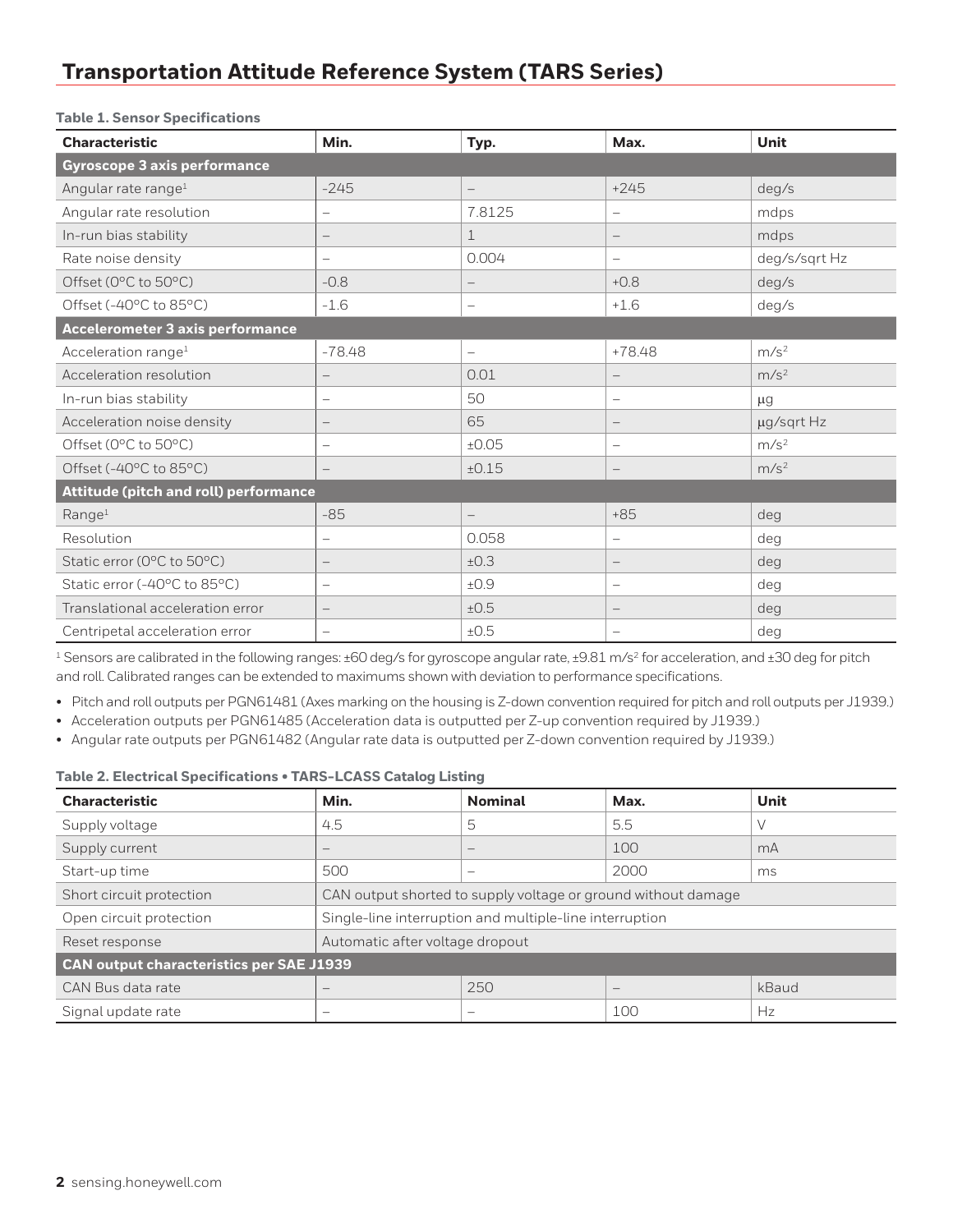# Transportation Attitude Reference System (TARS Series)

**Table 1. Sensor Specifications**

| Characteristic | Min. | Typ. | Max. | Unit |
|---|---|---|---|---|
| **Gyroscope 3 axis performance** | | | | |
| Angular rate range[1] | -245 | – | +245 | deg/s |
| Angular rate resolution | – | 7.8125 | – | mdps |
| In-run bias stability | – | 1 | – | mdps |
| Rate noise density | – | 0.004 | – | deg/s/sqrt Hz |
| Offset (0°C to 50°C) | -0.8 | – | +0.8 | deg/s |
| Offset (-40°C to 85°C) | -1.6 | – | +1.6 | deg/s |
| **Accelerometer 3 axis performance** | | | | |
| Acceleration range[1] | -78.48 | – | +78.48 | $m/s^2$ |
| Acceleration resolution | – | 0.01 | – | $m/s^2$ |
| In-run bias stability | – | 50 | – | µg |
| Acceleration noise density | – | 65 | – | µg/sqrt Hz |
| Offset (0°C to 50°C) | – | ±0.05 | – | $m/s^2$ |
| Offset (-40°C to 85°C) | – | ±0.15 | – | $m/s^2$ |
| **Attitude (pitch and roll) performance** | | | | |
| Range[1] | -85 | – | +85 | deg |
| Resolution | – | 0.058 | – | deg |
| Static error (0°C to 50°C) | – | ±0.3 | – | deg |
| Static error (-40°C to 85°C) | – | ±0.9 | – | deg |
| Translational acceleration error | – | ±0.5 | – | deg |
| Centripetal acceleration error | – | ±0.5 | – | deg |

[1] Sensors are calibrated in the following ranges: ±60 deg/s for gyroscope angular rate, ±9.81 $m/s^2$ for acceleration, and ±30 deg for pitch and roll. Calibrated ranges can be extended to maximums shown with deviation to performance specifications.

- Pitch and roll outputs per PGN61481 (Axes marking on the housing is Z-down convention required for pitch and roll outputs per J1939.)
- Acceleration outputs per PGN61485 (Acceleration data is outputted per Z-up convention required by J1939.)
- Angular rate outputs per PGN61482 (Angular rate data is outputted per Z-down convention required by J1939.)

**Table 2. Electrical Specifications • TARS-LCASS Catalog Listing**

| Characteristic | Min. | Nominal | Max. | Unit |
|---|---|---|---|---|
| Supply voltage | 4.5 | 5 | 5.5 | V |
| Supply current | – | – | 100 | mA |
| Start-up time | 500 | – | 2000 | ms |
| Short circuit protection | CAN output shorted to supply voltage or ground without damage | | | |
| Open circuit protection | Single-line interruption and multiple-line interruption | | | |
| Reset response | Automatic after voltage dropout | | | |
| **CAN output characteristics per SAE J1939** | | | | |
| CAN Bus data rate | – | 250 | – | kBaud |
| Signal update rate | – | – | 100 | Hz |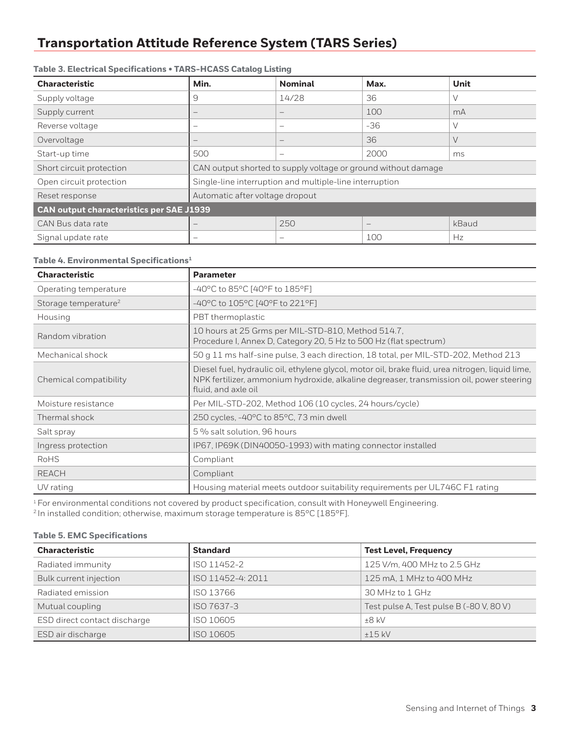## Transportation Attitude Reference System (TARS Series)

**Table 3. Electrical Specifications • TARS-HCASS Catalog Listing**

| Characteristic | Min. | Nominal | Max. | Unit |
|---|---|---|---|---|
| Supply voltage | 9 | 14/28 | 36 | V |
| Supply current | – | – | 100 | mA |
| Reverse voltage | – | – | -36 | V |
| Overvoltage | – | – | 36 | V |
| Start-up time | 500 | – | 2000 | ms |
| Short circuit protection | CAN output shorted to supply voltage or ground without damage | | | |
| Open circuit protection | Single-line interruption and multiple-line interruption | | | |
| Reset response | Automatic after voltage dropout | | | |
| **CAN output characteristics per SAE J1939** | | | | |
| CAN Bus data rate | – | 250 | – | kBaud |
| Signal update rate | – | – | 100 | Hz |

**Table 4. Environmental Specifications[1]**

| Characteristic | Parameter |
|---|---|
| Operating temperature | -40°C to 85°C [40°F to 185°F] |
| Storage temperature[2] | -40°C to 105°C [40°F to 221°F] |
| Housing | PBT thermoplastic |
| Random vibration | 10 hours at 25 Grms per MIL-STD-810, Method 514.7, Procedure I, Annex D, Category 20, 5 Hz to 500 Hz (flat spectrum) |
| Mechanical shock | 50 g 11 ms half-sine pulse, 3 each direction, 18 total, per MIL-STD-202, Method 213 |
| Chemical compatibility | Diesel fuel, hydraulic oil, ethylene glycol, motor oil, brake fluid, urea nitrogen, liquid lime, NPK fertilizer, ammonium hydroxide, alkaline degreaser, transmission oil, power steering fluid, and axle oil |
| Moisture resistance | Per MIL-STD-202, Method 106 (10 cycles, 24 hours/cycle) |
| Thermal shock | 250 cycles, -40°C to 85°C, 73 min dwell |
| Salt spray | 5 % salt solution, 96 hours |
| Ingress protection | IP67, IP69K (DIN40050-1993) with mating connector installed |
| RoHS | Compliant |
| REACH | Compliant |
| UV rating | Housing material meets outdoor suitability requirements per UL746C F1 rating |

[1] For environmental conditions not covered by product specification, consult with Honeywell Engineering.
[2] In installed condition; otherwise, maximum storage temperature is 85°C [185°F].

**Table 5. EMC Specifications**

| Characteristic | Standard | Test Level, Frequency |
|---|---|---|
| Radiated immunity | ISO 11452-2 | 125 V/m, 400 MHz to 2.5 GHz |
| Bulk current injection | ISO 11452-4: 2011 | 125 mA, 1 MHz to 400 MHz |
| Radiated emission | ISO 13766 | 30 MHz to 1 GHz |
| Mutual coupling | ISO 7637-3 | Test pulse A, Test pulse B (-80 V, 80 V) |
| ESD direct contact discharge | ISO 10605 | ±8 kV |
| ESD air discharge | ISO 10605 | ±15 kV |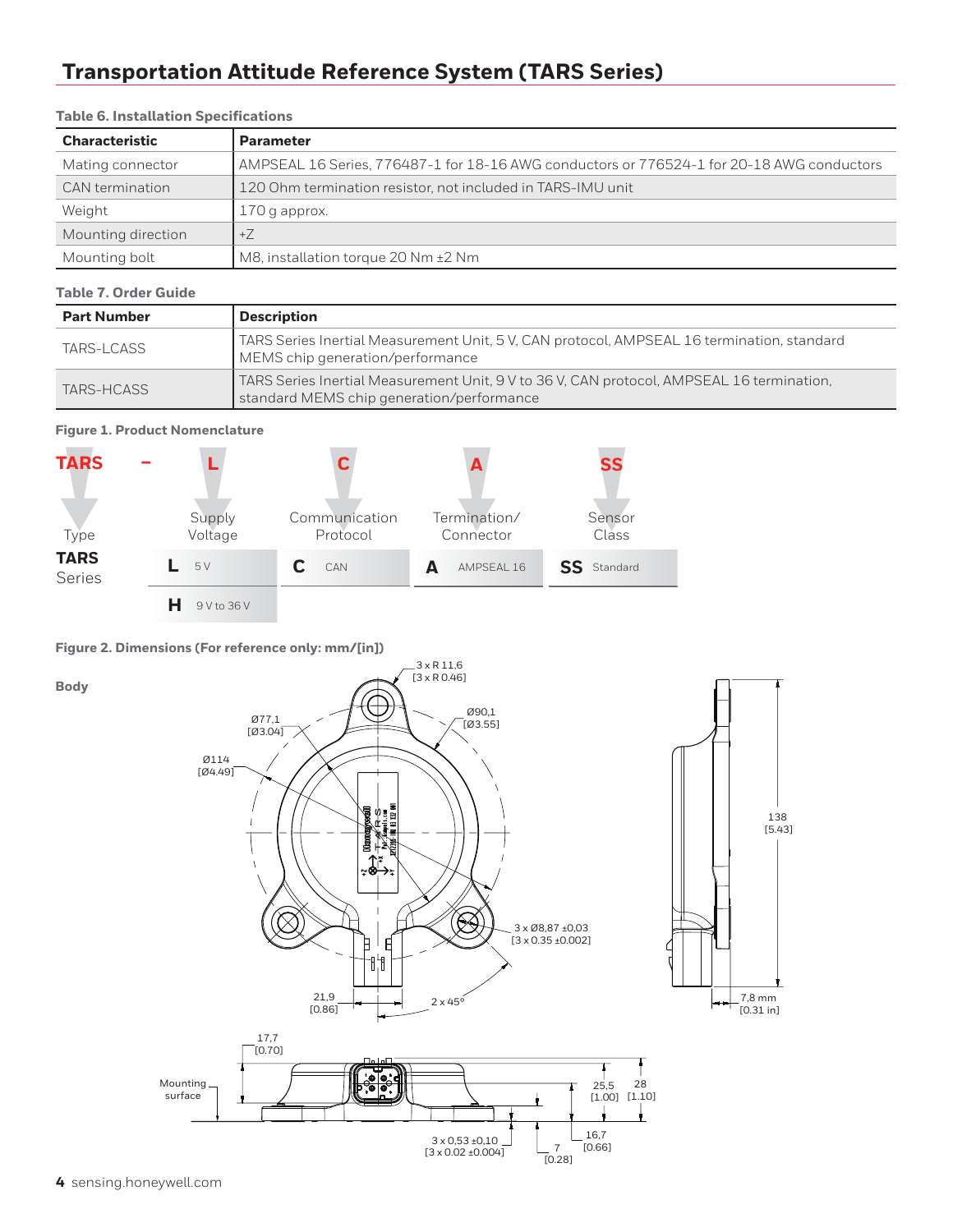# Transportation Attitude Reference System (TARS Series)

**Table 6. Installation Specifications**

| Characteristic | Parameter |
|---|---|
| Mating connector | AMPSEAL 16 Series, 776487-1 for 18-16 AWG conductors or 776524-1 for 20-18 AWG conductors |
| CAN termination | 120 Ohm termination resistor, not included in TARS-IMU unit |
| Weight | 170 g approx. |
| Mounting direction | +Z |
| Mounting bolt | M8, installation torque 20 Nm ±2 Nm |

**Table 7. Order Guide**

| Part Number | Description |
|---|---|
| TARS-LCASS | TARS Series Inertial Measurement Unit, 5 V, CAN protocol, AMPSEAL 16 termination, standard MEMS chip generation/performance |
| TARS-HCASS | TARS Series Inertial Measurement Unit, 9 V to 36 V, CAN protocol, AMPSEAL 16 termination, standard MEMS chip generation/performance |

**Figure 1. Product Nomenclature**

TARS – L C A SS

| Type | Supply Voltage | Communication Protocol | Termination/ Connector | Sensor Class |
|---|---|---|---|---|
| TARS Series | L 5 V | C CAN | A AMPSEAL 16 | SS Standard |
| | H 9 V to 36 V | | | |

**Figure 2. Dimensions (For reference only: mm/[in])**

**Body**

3 x R 11,6 [3 x R 0.46]; Ø90,1 [Ø3.55]; Ø77,1 [Ø3.04]; Ø114 [Ø4.49]; 3 x Ø8,87 ±0,03 [3 x 0.35 ±0.002]; 21,9 [0.86]; 2 x 45°; 138 [5.43]; 7,8 mm [0.31 in]; 17,7 [0.70]; Mounting surface; 25,5 [1.00]; 28 [1.10]; 16,7 [0.66]; 3 x 0,53 ±0,10 [3 x 0.02 ±0.004]; 7 [0.28]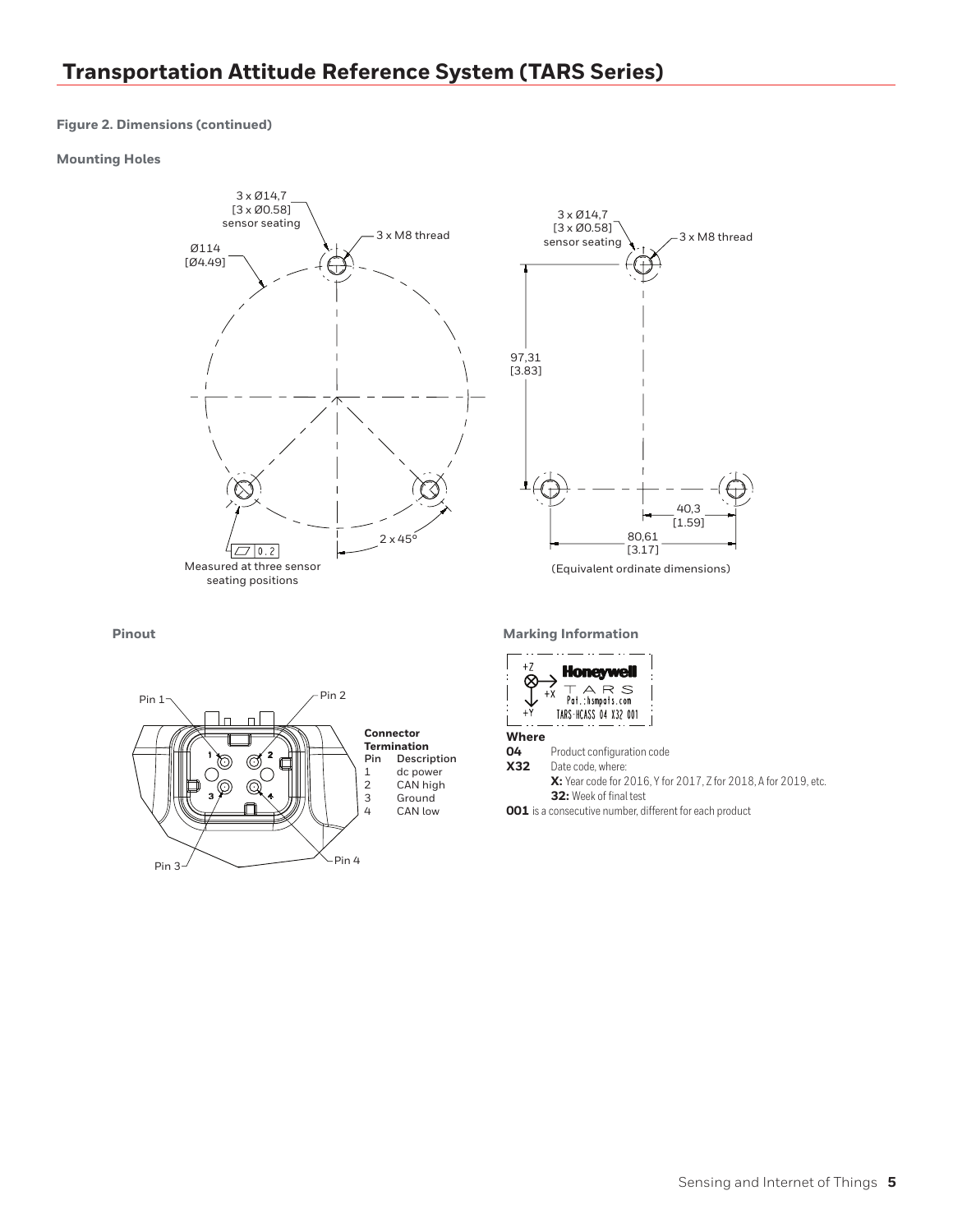## Figure 2. Dimensions (continued)

### Mounting Holes

3 x Ø14,7
[3 x Ø0.58]
sensor seating

3 x M8 thread

Ø114
[Ø4.49]

2 x 45°

0.2
Measured at three sensor seating positions

3 x Ø14,7
[3 x Ø0.58]
sensor seating

3 x M8 thread

97,31
[3.83]

40,3
[1.59]

80,61
[3.17]

(Equivalent ordinate dimensions)

### Pinout

Pin 1, Pin 2, Pin 3, Pin 4

**Connector Termination**

| Pin | Description |
|---|---|
| 1 | dc power |
| 2 | CAN high |
| 3 | Ground |
| 4 | CAN low |

### Marking Information

+Z
+X
+Y
Honeywell
TARS
Pat.: hsmpats.com
TARS-HCASS 04 X32 001

**Where**

**04** Product configuration code

**X32** Date code, where:

**X:** Year code for 2016, Y for 2017, Z for 2018, A for 2019, etc.

**32:** Week of final test

**001** is a consecutive number, different for each product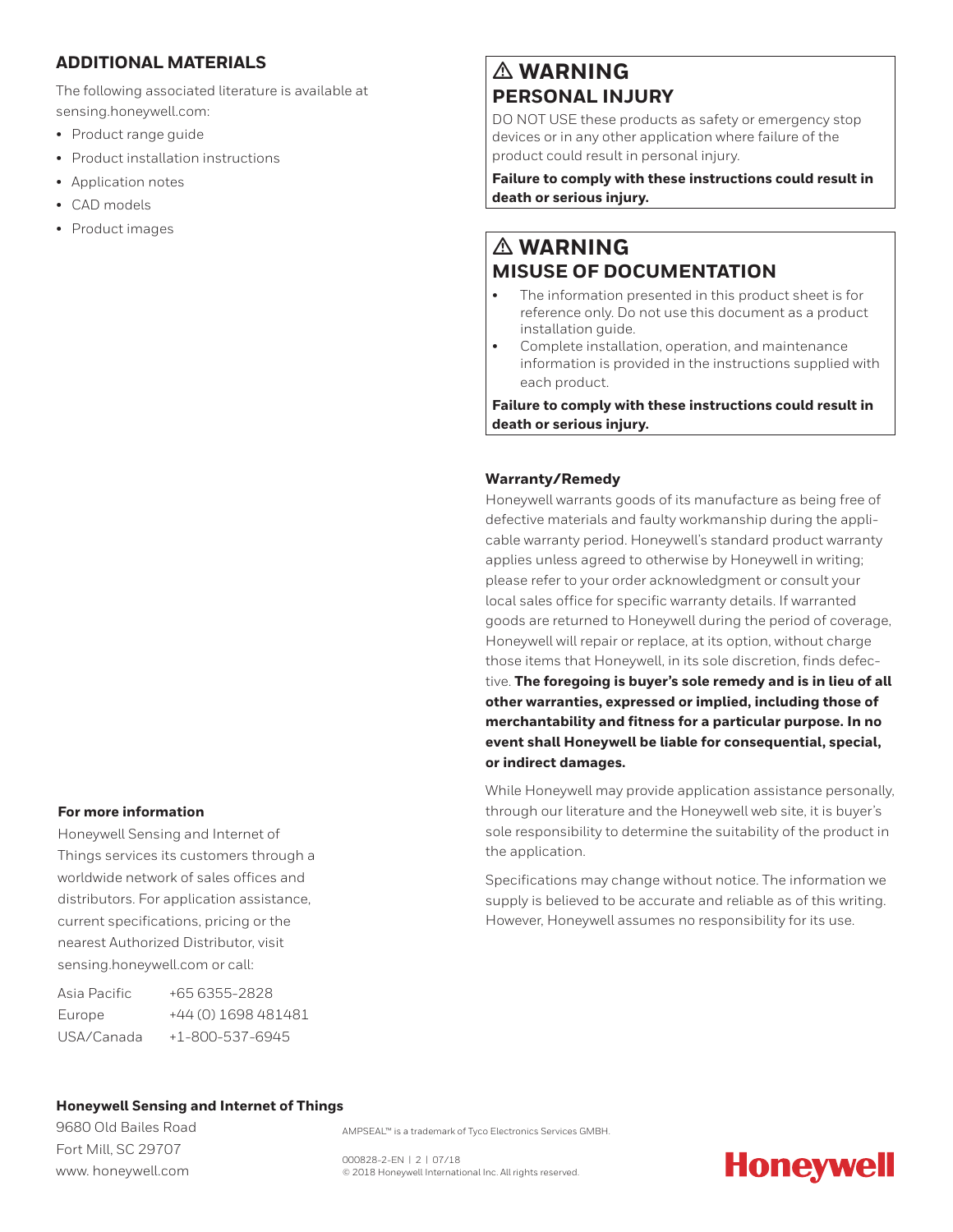## ADDITIONAL MATERIALS

The following associated literature is available at sensing.honeywell.com:

- Product range guide
- Product installation instructions
- Application notes
- CAD models
- Product images

## ⚠ WARNING
### PERSONAL INJURY

DO NOT USE these products as safety or emergency stop devices or in any other application where failure of the product could result in personal injury.

**Failure to comply with these instructions could result in death or serious injury.**

## ⚠ WARNING
### MISUSE OF DOCUMENTATION

- The information presented in this product sheet is for reference only. Do not use this document as a product installation guide.
- Complete installation, operation, and maintenance information is provided in the instructions supplied with each product.

**Failure to comply with these instructions could result in death or serious injury.**

**Warranty/Remedy**

Honeywell warrants goods of its manufacture as being free of defective materials and faulty workmanship during the applicable warranty period. Honeywell's standard product warranty applies unless agreed to otherwise by Honeywell in writing; please refer to your order acknowledgment or consult your local sales office for specific warranty details. If warranted goods are returned to Honeywell during the period of coverage, Honeywell will repair or replace, at its option, without charge those items that Honeywell, in its sole discretion, finds defective. **The foregoing is buyer's sole remedy and is in lieu of all other warranties, expressed or implied, including those of merchantability and fitness for a particular purpose. In no event shall Honeywell be liable for consequential, special, or indirect damages.**

While Honeywell may provide application assistance personally, through our literature and the Honeywell web site, it is buyer's sole responsibility to determine the suitability of the product in the application.

Specifications may change without notice. The information we supply is believed to be accurate and reliable as of this writing. However, Honeywell assumes no responsibility for its use.

**For more information**

Honeywell Sensing and Internet of Things services its customers through a worldwide network of sales offices and distributors. For application assistance, current specifications, pricing or the nearest Authorized Distributor, visit sensing.honeywell.com or call:

| | |
|---|---|
| Asia Pacific | +65 6355-2828 |
| Europe | +44 (0) 1698 481481 |
| USA/Canada | +1-800-537-6945 |

**Honeywell Sensing and Internet of Things**

9680 Old Bailes Road
Fort Mill, SC 29707
www. honeywell.com

AMPSEAL™ is a trademark of Tyco Electronics Services GMBH.

000828-2-EN | 2 | 07/18
© 2018 Honeywell International Inc. All rights reserved.

Honeywell